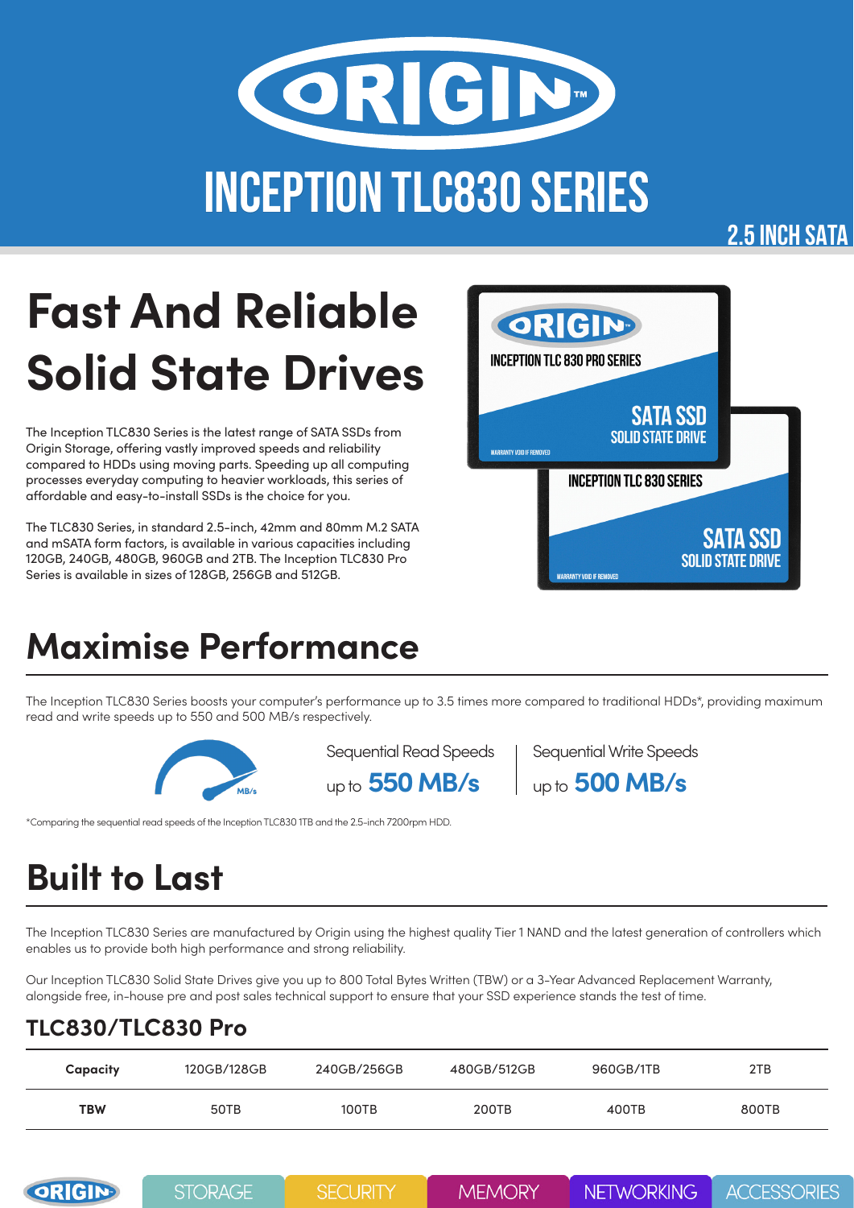# ORIGIN

# INCEPTION TLC830 SERIES

2.5 INCH SATA

## Fast And Reliable Solid State Drives

The Inception TLC830 Series is the latest range of SATA SSDs from Origin Storage, offering vastly improved speeds and reliability compared to HDDs using moving parts. Speeding up all computing processes everyday computing to heavier workloads, this series of affordable and easy-to-install SSDs is the choice for you.

The TLC830 Series, in standard 2.5-inch, 42mm and 80mm M.2 SATA and mSATA form factors, is available in various capacities including 120GB, 240GB, 480GB, 960GB and 2TB. The Inception TLC830 Pro Series is available in sizes of 128GB, 256GB and 512GB.

## Maximise Performance

The Inception TLC830 Series boosts your computer's performance up to 3.5 times more compared to traditional HDDs*, providing maximum read and write speeds up to 550 and 500 MB/s respectively.

Sequential Read Speeds up to **550 MB/s**

Sequential Write Speeds up to **500 MB/s**

*Comparing the sequential read speeds of the Inception TLC830 1TB and the 2.5-inch 7200rpm HDD.

## Built to Last

The Inception TLC830 Series are manufactured by Origin using the highest quality Tier 1 NAND and the latest generation of controllers which enables us to provide both high performance and strong reliability.

Our Inception TLC830 Solid State Drives give you up to 800 Total Bytes Written (TBW) or a 3-Year Advanced Replacement Warranty, alongside free, in-house pre and post sales technical support to ensure that your SSD experience stands the test of time.

### TLC830/TLC830 Pro

| Capacity | 120GB/128GB | 240GB/256GB | 480GB/512GB | 960GB/1TB | 2TB |
|---|---|---|---|---|---|
| **TBW** | 50TB | 100TB | 200TB | 400TB | 800TB |

STORAGE | SECURITY | MEMORY | NETWORKING | ACCESSORIES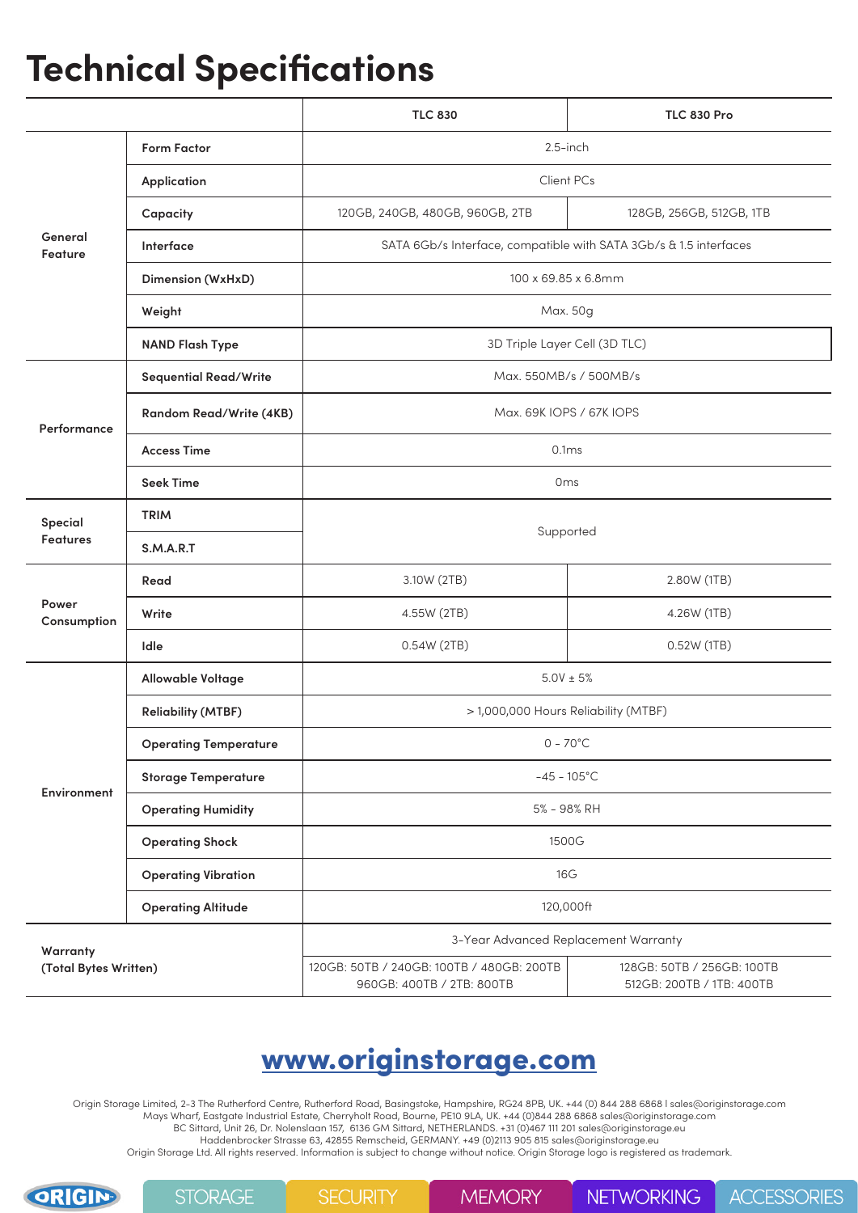# Technical Specifications

| | | TLC 830 | TLC 830 Pro |
|---|---|---|---|
| General Feature | Form Factor | 2.5-inch | |
| | Application | Client PCs | |
| | Capacity | 120GB, 240GB, 480GB, 960GB, 2TB | 128GB, 256GB, 512GB, 1TB |
| | Interface | SATA 6Gb/s Interface, compatible with SATA 3Gb/s & 1.5 interfaces | |
| | Dimension (WxHxD) | 100 x 69.85 x 6.8mm | |
| | Weight | Max. 50g | |
| | NAND Flash Type | 3D Triple Layer Cell (3D TLC) | |
| Performance | Sequential Read/Write | Max. 550MB/s / 500MB/s | |
| | Random Read/Write (4KB) | Max. 69K IOPS / 67K IOPS | |
| | Access Time | 0.1ms | |
| | Seek Time | 0ms | |
| Special Features | TRIM | Supported | |
| | S.M.A.R.T | | |
| Power Consumption | Read | 3.10W (2TB) | 2.80W (1TB) |
| | Write | 4.55W (2TB) | 4.26W (1TB) |
| | Idle | 0.54W (2TB) | 0.52W (1TB) |
| Environment | Allowable Voltage | 5.0V ± 5% | |
| | Reliability (MTBF) | > 1,000,000 Hours Reliability (MTBF) | |
| | Operating Temperature | 0 - 70°C | |
| | Storage Temperature | -45 - 105°C | |
| | Operating Humidity | 5% - 98% RH | |
| | Operating Shock | 1500G | |
| | Operating Vibration | 16G | |
| | Operating Altitude | 120,000ft | |
| Warranty (Total Bytes Written) | | 3-Year Advanced Replacement Warranty | |
| | | 120GB: 50TB / 240GB: 100TB / 480GB: 200TB 960GB: 400TB / 2TB: 800TB | 128GB: 50TB / 256GB: 100TB 512GB: 200TB / 1TB: 400TB |

**www.originstorage.com**

Origin Storage Limited, 2-3 The Rutherford Centre, Rutherford Road, Basingstoke, Hampshire, RG24 8PB, UK. +44 (0) 844 288 6868 I sales@originstorage.com
Mays Wharf, Eastgate Industrial Estate, Cherryholt Road, Bourne, PE10 9LA, UK. +44 (0)844 288 6868 sales@originstorage.com
BC Sittard, Unit 26, Dr. Nolenslaan 157, 6136 GM Sittard, NETHERLANDS. +31 (0)467 111 201 sales@originstorage.eu
Haddenbrocker Strasse 63, 42855 Remscheid, GERMANY. +49 (0)2113 905 815 sales@originstorage.eu
Origin Storage Ltd. All rights reserved. Information is subject to change without notice. Origin Storage logo is registered as trademark.

ORIGIN | STORAGE | SECURITY | MEMORY | NETWORKING | ACCESSORIES